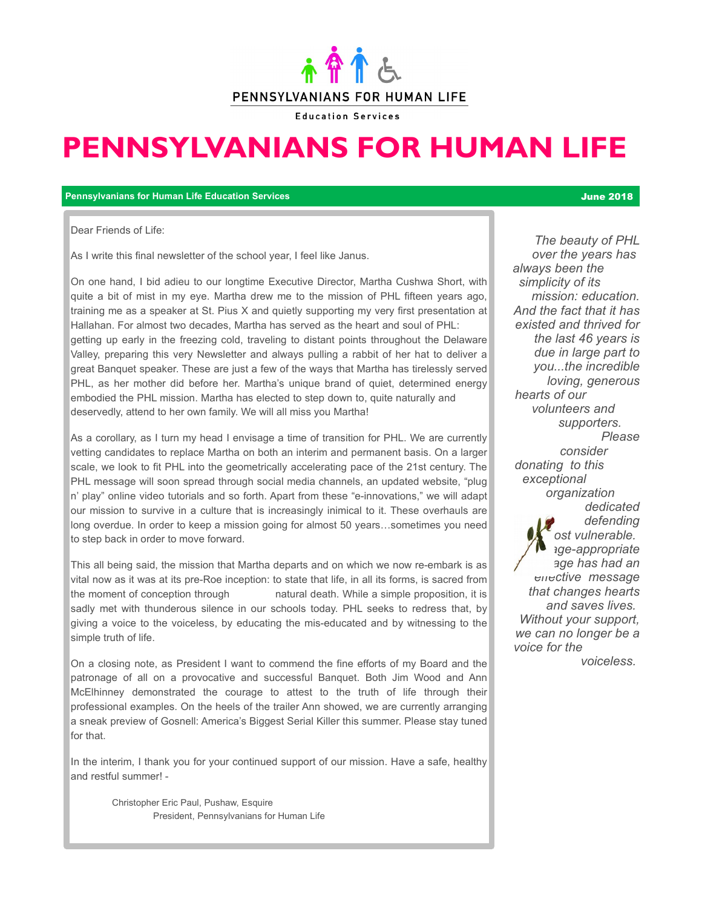PENNSYLVANIANS FOR HUMAN LIFE

Education Services

# PENNSYLVANIANS FOR HUMAN LIFE

**Pennsylvanians for Human Life Education Services** **June 2018**

Dear Friends of Life:

As I write this final newsletter of the school year, I feel like Janus.

On one hand, I bid adieu to our longtime Executive Director, Martha Cushwa Short, with quite a bit of mist in my eye. Martha drew me to the mission of PHL fifteen years ago, training me as a speaker at St. Pius X and quietly supporting my very first presentation at Hallahan. For almost two decades, Martha has served as the heart and soul of PHL: getting up early in the freezing cold, traveling to distant points throughout the Delaware Valley, preparing this very Newsletter and always pulling a rabbit of her hat to deliver a great Banquet speaker. These are just a few of the ways that Martha has tirelessly served PHL, as her mother did before her. Martha's unique brand of quiet, determined energy embodied the PHL mission. Martha has elected to step down to, quite naturally and deservedly, attend to her own family. We will all miss you Martha!

As a corollary, as I turn my head I envisage a time of transition for PHL. We are currently vetting candidates to replace Martha on both an interim and permanent basis. On a larger scale, we look to fit PHL into the geometrically accelerating pace of the 21st century. The PHL message will soon spread through social media channels, an updated website, "plug n' play" online video tutorials and so forth. Apart from these "e-innovations," we will adapt our mission to survive in a culture that is increasingly inimical to it. These overhauls are long overdue. In order to keep a mission going for almost 50 years…sometimes you need to step back in order to move forward.

This all being said, the mission that Martha departs and on which we now re-embark is as vital now as it was at its pre-Roe inception: to state that life, in all its forms, is sacred from the moment of conception through natural death. While a simple proposition, it is sadly met with thunderous silence in our schools today. PHL seeks to redress that, by giving a voice to the voiceless, by educating the mis-educated and by witnessing to the simple truth of life.

On a closing note, as President I want to commend the fine efforts of my Board and the patronage of all on a provocative and successful Banquet. Both Jim Wood and Ann McElhinney demonstrated the courage to attest to the truth of life through their professional examples. On the heels of the trailer Ann showed, we are currently arranging a sneak preview of Gosnell: America's Biggest Serial Killer this summer. Please stay tuned for that.

In the interim, I thank you for your continued support of our mission. Have a safe, healthy and restful summer! -

Christopher Eric Paul, Pushaw, Esquire
President, Pennsylvanians for Human Life

*The beauty of PHL over the years has always been the simplicity of its mission: education. And the fact that it has existed and thrived for the last 46 years is due in large part to you...the incredible loving, generous hearts of our volunteers and supporters. Please consider donating to this exceptional organization dedicated defending [the m]ost vulnerable. [Its a]ge-appropriate [mess]age has had an effective message that changes hearts and saves lives. Without your support, we can no longer be a voice for the voiceless.*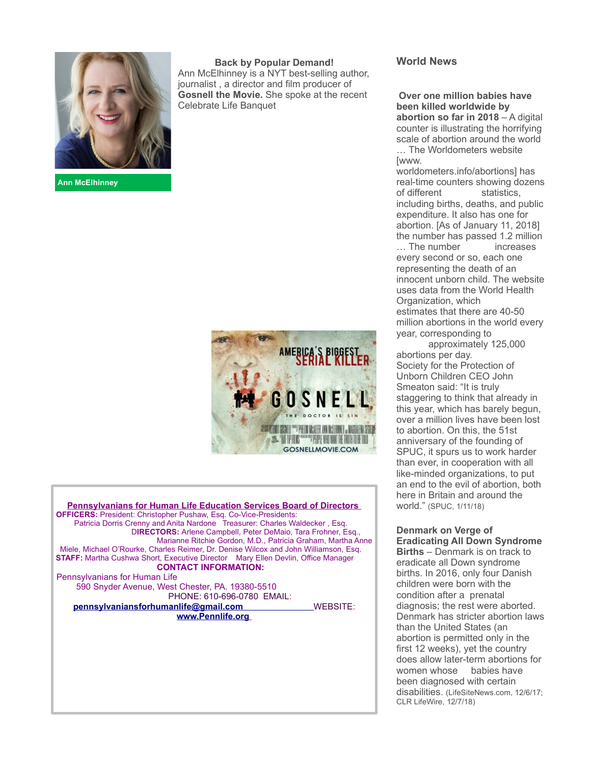Ann McElhinney

**Back by Popular Demand!**

Ann McElhinney is a NYT best-selling author, journalist , a director and film producer of **Gosnell the Movie.** She spoke at the recent Celebrate Life Banquet

**Pennsylvanians for Human Life Education Services Board of Directors**

**OFFICERS:** President: Christopher Pushaw, Esq. Co-Vice-Presidents: Patricia Dorris Crenny and Anita Nardone Treasurer: Charles Waldecker , Esq. **DIRECTORS:** Arlene Campbell, Peter DeMaio, Tara Frohner, Esq., Marianne Ritchie Gordon, M.D., Patricia Graham, Martha Anne Miele, Michael O'Rourke, Charles Reimer, Dr. Denise Wilcox and John Williamson, Esq.

**STAFF:** Martha Cushwa Short, Executive Director Mary Ellen Devlin, Office Manager

**CONTACT INFORMATION:**

Pennsylvanians for Human Life
590 Snyder Avenue, West Chester, PA. 19380-5510
PHONE: 610-696-0780 EMAIL: **pennsylvaniansforhumanlife@gmail.com** WEBSITE: **www.Pennlife.org**

## World News

**Over one million babies have been killed worldwide by abortion so far in 2018** – A digital counter is illustrating the horrifying scale of abortion around the world … The Worldometers website [www. worldometers.info/abortions] has real-time counters showing dozens of different statistics, including births, deaths, and public expenditure. It also has one for abortion. [As of January 11, 2018] the number has passed 1.2 million … The number increases every second or so, each one representing the death of an innocent unborn child. The website uses data from the World Health Organization, which estimates that there are 40-50 million abortions in the world every year, corresponding to approximately 125,000 abortions per day. Society for the Protection of Unborn Children CEO John Smeaton said: "It is truly staggering to think that already in this year, which has barely begun, over a million lives have been lost to abortion. On this, the 51st anniversary of the founding of SPUC, it spurs us to work harder than ever, in cooperation with all like-minded organizations, to put an end to the evil of abortion, both here in Britain and around the world." (SPUC, 1/11/18)

**Denmark on Verge of Eradicating All Down Syndrome Births** – Denmark is on track to eradicate all Down syndrome births. In 2016, only four Danish children were born with the condition after a prenatal diagnosis; the rest were aborted. Denmark has stricter abortion laws than the United States (an abortion is permitted only in the first 12 weeks), yet the country does allow later-term abortions for women whose babies have been diagnosed with certain disabilities. (LifeSiteNews.com, 12/6/17; CLR LifeWire, 12/7/18)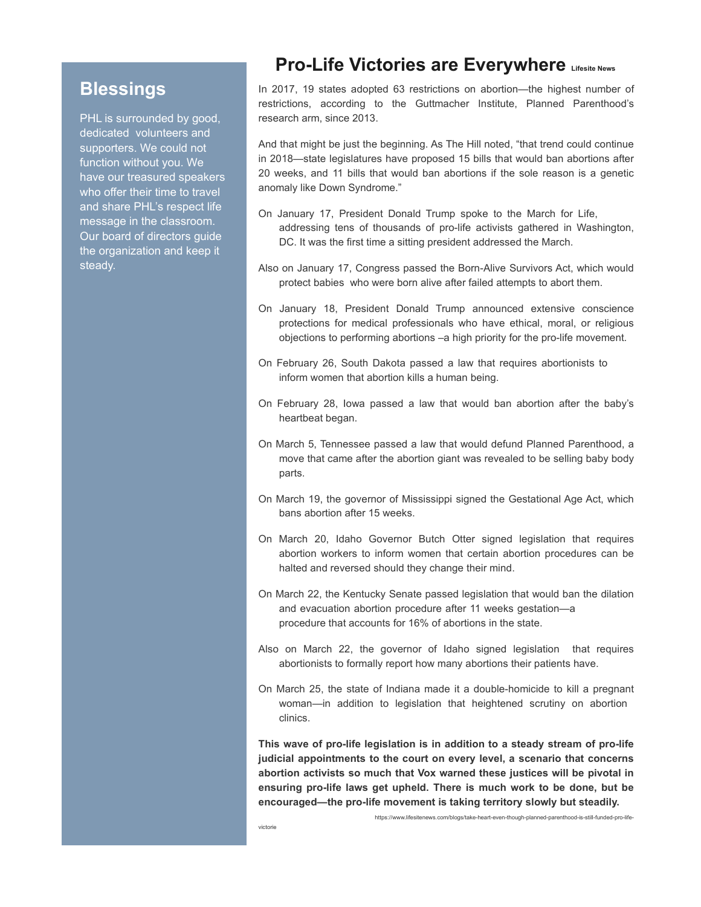## Blessings

PHL is surrounded by good, dedicated volunteers and supporters. We could not function without you. We have our treasured speakers who offer their time to travel and share PHL's respect life message in the classroom. Our board of directors guide the organization and keep it steady.

# Pro-Life Victories are Everywhere

Lifesite News

In 2017, 19 states adopted 63 restrictions on abortion—the highest number of restrictions, according to the Guttmacher Institute, Planned Parenthood's research arm, since 2013.

And that might be just the beginning. As The Hill noted, "that trend could continue in 2018—state legislatures have proposed 15 bills that would ban abortions after 20 weeks, and 11 bills that would ban abortions if the sole reason is a genetic anomaly like Down Syndrome."

On January 17, President Donald Trump spoke to the March for Life, addressing tens of thousands of pro-life activists gathered in Washington, DC. It was the first time a sitting president addressed the March.

Also on January 17, Congress passed the Born-Alive Survivors Act, which would protect babies who were born alive after failed attempts to abort them.

On January 18, President Donald Trump announced extensive conscience protections for medical professionals who have ethical, moral, or religious objections to performing abortions –a high priority for the pro-life movement.

On February 26, South Dakota passed a law that requires abortionists to inform women that abortion kills a human being.

On February 28, Iowa passed a law that would ban abortion after the baby's heartbeat began.

On March 5, Tennessee passed a law that would defund Planned Parenthood, a move that came after the abortion giant was revealed to be selling baby body parts.

On March 19, the governor of Mississippi signed the Gestational Age Act, which bans abortion after 15 weeks.

On March 20, Idaho Governor Butch Otter signed legislation that requires abortion workers to inform women that certain abortion procedures can be halted and reversed should they change their mind.

On March 22, the Kentucky Senate passed legislation that would ban the dilation and evacuation abortion procedure after 11 weeks gestation—a procedure that accounts for 16% of abortions in the state.

Also on March 22, the governor of Idaho signed legislation that requires abortionists to formally report how many abortions their patients have.

On March 25, the state of Indiana made it a double-homicide to kill a pregnant woman—in addition to legislation that heightened scrutiny on abortion clinics.

**This wave of pro-life legislation is in addition to a steady stream of pro-life judicial appointments to the court on every level, a scenario that concerns abortion activists so much that Vox warned these justices will be pivotal in ensuring pro-life laws get upheld. There is much work to be done, but be encouraged—the pro-life movement is taking territory slowly but steadily.**

https://www.lifesitenews.com/blogs/take-heart-even-though-planned-parenthood-is-still-funded-pro-life-victorie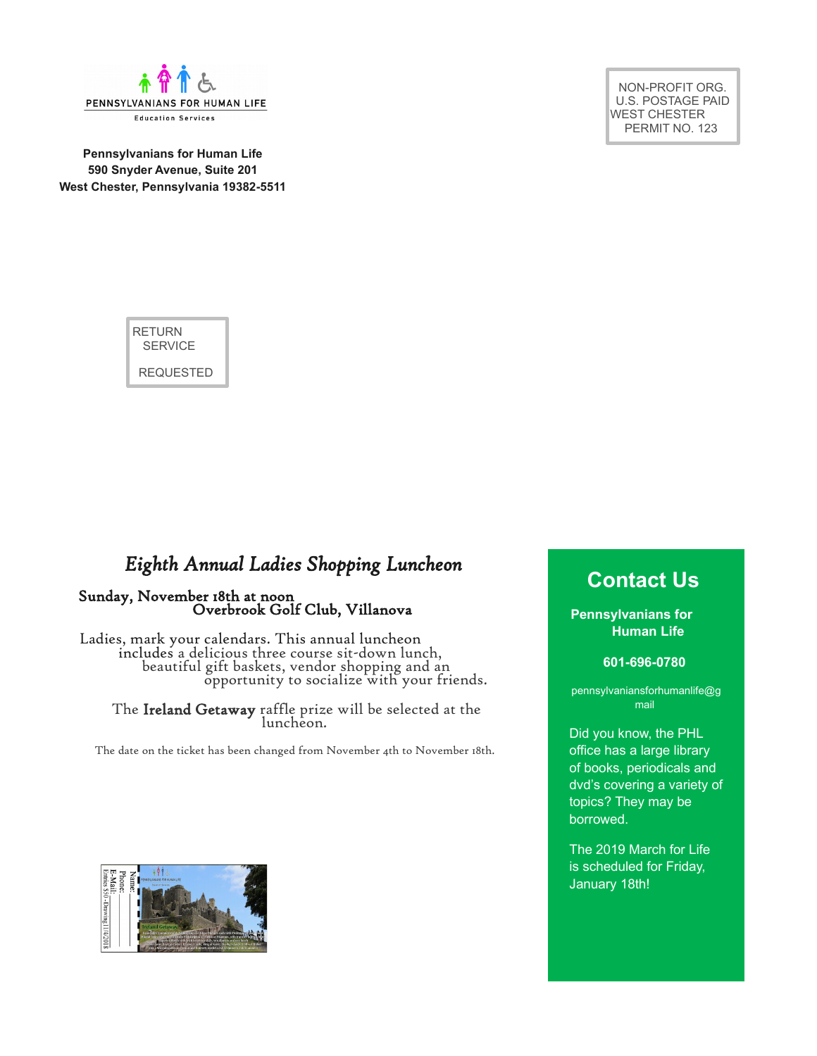PENNSYLVANIANS FOR HUMAN LIFE
Education Services

**Pennsylvanians for Human Life**
**590 Snyder Avenue, Suite 201**
**West Chester, Pennsylvania 19382-5511**

NON-PROFIT ORG.
U.S. POSTAGE PAID
WEST CHESTER
PERMIT NO. 123

RETURN SERVICE REQUESTED

## *Eighth Annual Ladies Shopping Luncheon*

Sunday, November 18th at noon
Overbrook Golf Club, Villanova

Ladies, mark your calendars. This annual luncheon includes a delicious three course sit-down lunch, beautiful gift baskets, vendor shopping and an opportunity to socialize with your friends.

The **Ireland Getaway** raffle prize will be selected at the luncheon.

The date on the ticket has been changed from November 4th to November 18th.

Name:
Phone:
E-Mail:
Entries $50 - Drawing 11/4/2018

## Contact Us

**Pennsylvanians for Human Life**

**601-696-0780**

pennsylvaniansforhumanlife@gmail

Did you know, the PHL office has a large library of books, periodicals and dvd's covering a variety of topics? They may be borrowed.

The 2019 March for Life is scheduled for Friday, January 18th!